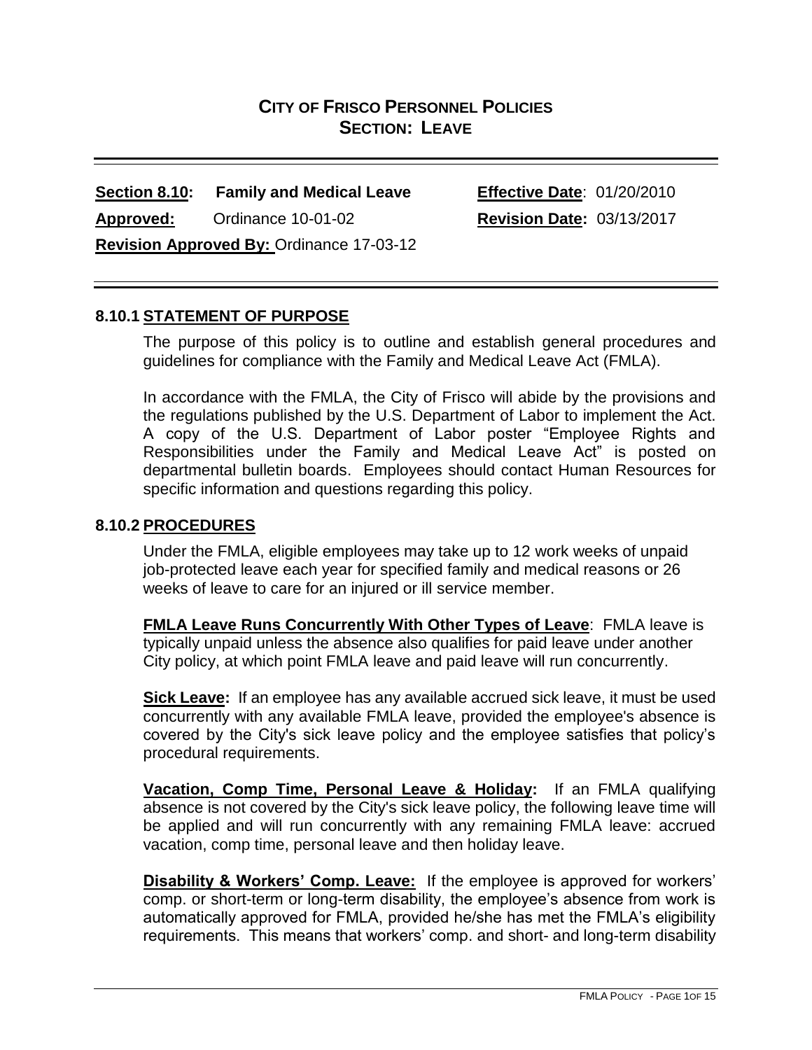## CITY OF FRISCO PERSONNEL POLICIES
## SECTION: LEAVE

---

**Section 8.10: Family and Medical Leave** **Effective Date**: 01/20/2010

**Approved:** Ordinance 10-01-02 **Revision Date:** 03/13/2017

**Revision Approved By:** Ordinance 17-03-12

---

### 8.10.1 STATEMENT OF PURPOSE

The purpose of this policy is to outline and establish general procedures and guidelines for compliance with the Family and Medical Leave Act (FMLA).

In accordance with the FMLA, the City of Frisco will abide by the provisions and the regulations published by the U.S. Department of Labor to implement the Act. A copy of the U.S. Department of Labor poster "Employee Rights and Responsibilities under the Family and Medical Leave Act" is posted on departmental bulletin boards. Employees should contact Human Resources for specific information and questions regarding this policy.

### 8.10.2 PROCEDURES

Under the FMLA, eligible employees may take up to 12 work weeks of unpaid job-protected leave each year for specified family and medical reasons or 26 weeks of leave to care for an injured or ill service member.

**FMLA Leave Runs Concurrently With Other Types of Leave**: FMLA leave is typically unpaid unless the absence also qualifies for paid leave under another City policy, at which point FMLA leave and paid leave will run concurrently.

**Sick Leave:** If an employee has any available accrued sick leave, it must be used concurrently with any available FMLA leave, provided the employee's absence is covered by the City's sick leave policy and the employee satisfies that policy's procedural requirements.

**Vacation, Comp Time, Personal Leave & Holiday:** If an FMLA qualifying absence is not covered by the City's sick leave policy, the following leave time will be applied and will run concurrently with any remaining FMLA leave: accrued vacation, comp time, personal leave and then holiday leave.

**Disability & Workers' Comp. Leave:** If the employee is approved for workers' comp. or short-term or long-term disability, the employee's absence from work is automatically approved for FMLA, provided he/she has met the FMLA's eligibility requirements. This means that workers' comp. and short- and long-term disability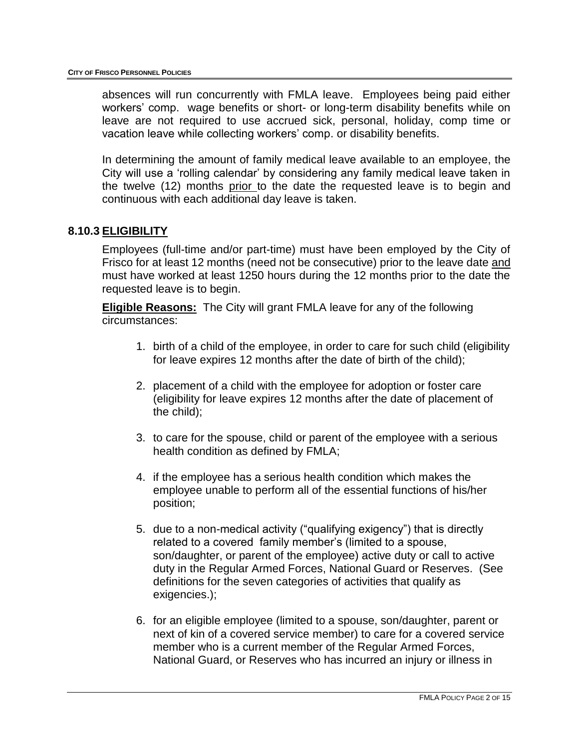absences will run concurrently with FMLA leave. Employees being paid either workers' comp. wage benefits or short- or long-term disability benefits while on leave are not required to use accrued sick, personal, holiday, comp time or vacation leave while collecting workers' comp. or disability benefits.

In determining the amount of family medical leave available to an employee, the City will use a 'rolling calendar' by considering any family medical leave taken in the twelve (12) months prior to the date the requested leave is to begin and continuous with each additional day leave is taken.

## 8.10.3 ELIGIBILITY

Employees (full-time and/or part-time) must have been employed by the City of Frisco for at least 12 months (need not be consecutive) prior to the leave date and must have worked at least 1250 hours during the 12 months prior to the date the requested leave is to begin.

**Eligible Reasons:** The City will grant FMLA leave for any of the following circumstances:

1. birth of a child of the employee, in order to care for such child (eligibility for leave expires 12 months after the date of birth of the child);
2. placement of a child with the employee for adoption or foster care (eligibility for leave expires 12 months after the date of placement of the child);
3. to care for the spouse, child or parent of the employee with a serious health condition as defined by FMLA;
4. if the employee has a serious health condition which makes the employee unable to perform all of the essential functions of his/her position;
5. due to a non-medical activity ("qualifying exigency") that is directly related to a covered family member's (limited to a spouse, son/daughter, or parent of the employee) active duty or call to active duty in the Regular Armed Forces, National Guard or Reserves. (See definitions for the seven categories of activities that qualify as exigencies.);
6. for an eligible employee (limited to a spouse, son/daughter, parent or next of kin of a covered service member) to care for a covered service member who is a current member of the Regular Armed Forces, National Guard, or Reserves who has incurred an injury or illness in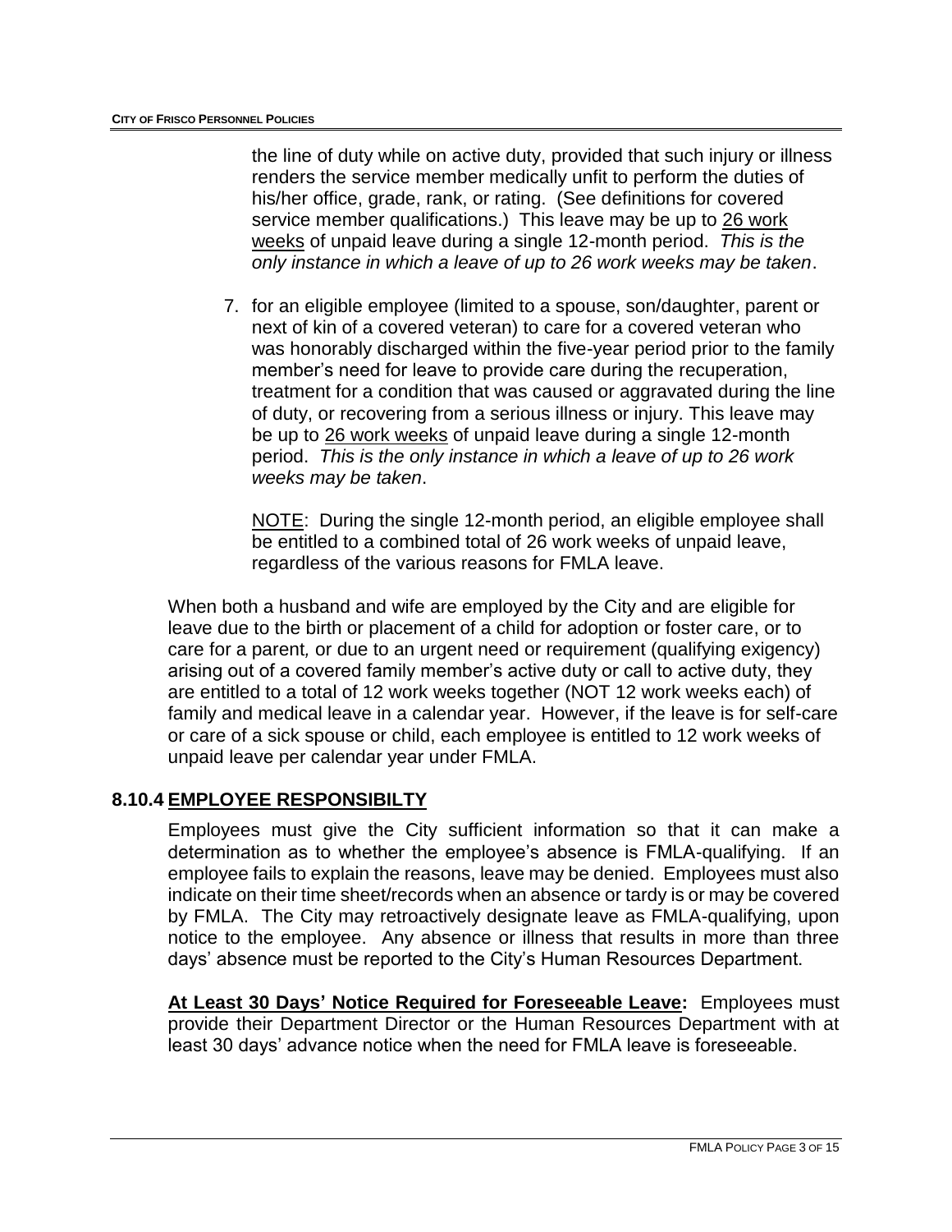the line of duty while on active duty, provided that such injury or illness renders the service member medically unfit to perform the duties of his/her office, grade, rank, or rating. (See definitions for covered service member qualifications.) This leave may be up to 26 work weeks of unpaid leave during a single 12-month period. *This is the only instance in which a leave of up to 26 work weeks may be taken*.

7. for an eligible employee (limited to a spouse, son/daughter, parent or next of kin of a covered veteran) to care for a covered veteran who was honorably discharged within the five-year period prior to the family member's need for leave to provide care during the recuperation, treatment for a condition that was caused or aggravated during the line of duty, or recovering from a serious illness or injury. This leave may be up to 26 work weeks of unpaid leave during a single 12-month period. *This is the only instance in which a leave of up to 26 work weeks may be taken*.

   NOTE: During the single 12-month period, an eligible employee shall be entitled to a combined total of 26 work weeks of unpaid leave, regardless of the various reasons for FMLA leave.

When both a husband and wife are employed by the City and are eligible for leave due to the birth or placement of a child for adoption or foster care, or to care for a parent, or due to an urgent need or requirement (qualifying exigency) arising out of a covered family member's active duty or call to active duty, they are entitled to a total of 12 work weeks together (NOT 12 work weeks each) of family and medical leave in a calendar year. However, if the leave is for self-care or care of a sick spouse or child, each employee is entitled to 12 work weeks of unpaid leave per calendar year under FMLA.

## 8.10.4 EMPLOYEE RESPONSIBILTY

Employees must give the City sufficient information so that it can make a determination as to whether the employee's absence is FMLA-qualifying. If an employee fails to explain the reasons, leave may be denied. Employees must also indicate on their time sheet/records when an absence or tardy is or may be covered by FMLA. The City may retroactively designate leave as FMLA-qualifying, upon notice to the employee. Any absence or illness that results in more than three days' absence must be reported to the City's Human Resources Department.

**At Least 30 Days' Notice Required for Foreseeable Leave:** Employees must provide their Department Director or the Human Resources Department with at least 30 days' advance notice when the need for FMLA leave is foreseeable.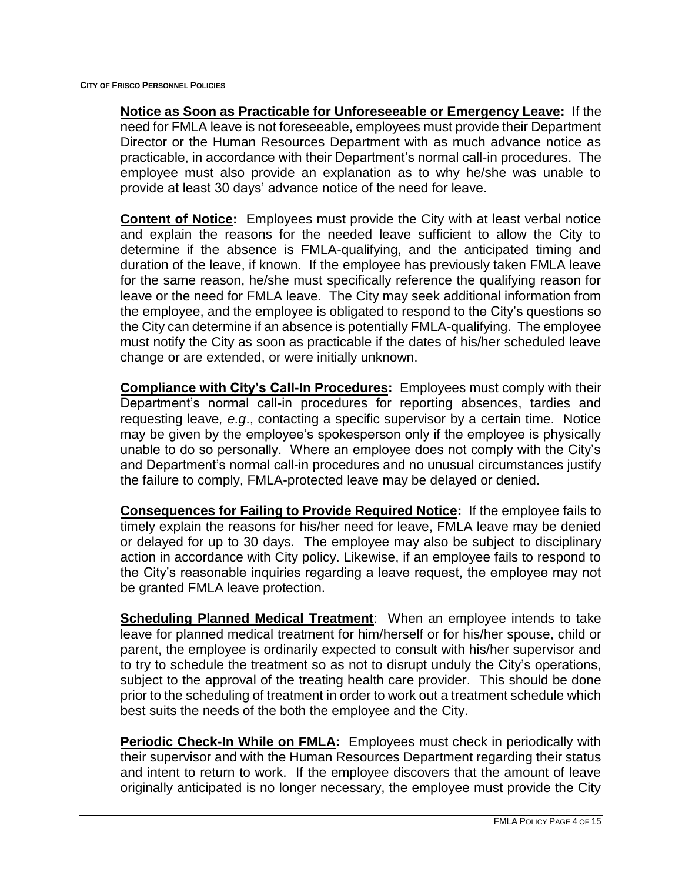**Notice as Soon as Practicable for Unforeseeable or Emergency Leave:** If the need for FMLA leave is not foreseeable, employees must provide their Department Director or the Human Resources Department with as much advance notice as practicable, in accordance with their Department's normal call-in procedures. The employee must also provide an explanation as to why he/she was unable to provide at least 30 days' advance notice of the need for leave.

**Content of Notice:** Employees must provide the City with at least verbal notice and explain the reasons for the needed leave sufficient to allow the City to determine if the absence is FMLA-qualifying, and the anticipated timing and duration of the leave, if known. If the employee has previously taken FMLA leave for the same reason, he/she must specifically reference the qualifying reason for leave or the need for FMLA leave. The City may seek additional information from the employee, and the employee is obligated to respond to the City's questions so the City can determine if an absence is potentially FMLA-qualifying. The employee must notify the City as soon as practicable if the dates of his/her scheduled leave change or are extended, or were initially unknown.

**Compliance with City's Call-In Procedures:** Employees must comply with their Department's normal call-in procedures for reporting absences, tardies and requesting leave, *e.g*., contacting a specific supervisor by a certain time. Notice may be given by the employee's spokesperson only if the employee is physically unable to do so personally. Where an employee does not comply with the City's and Department's normal call-in procedures and no unusual circumstances justify the failure to comply, FMLA-protected leave may be delayed or denied.

**Consequences for Failing to Provide Required Notice:** If the employee fails to timely explain the reasons for his/her need for leave, FMLA leave may be denied or delayed for up to 30 days. The employee may also be subject to disciplinary action in accordance with City policy. Likewise, if an employee fails to respond to the City's reasonable inquiries regarding a leave request, the employee may not be granted FMLA leave protection.

**Scheduling Planned Medical Treatment**: When an employee intends to take leave for planned medical treatment for him/herself or for his/her spouse, child or parent, the employee is ordinarily expected to consult with his/her supervisor and to try to schedule the treatment so as not to disrupt unduly the City's operations, subject to the approval of the treating health care provider. This should be done prior to the scheduling of treatment in order to work out a treatment schedule which best suits the needs of the both the employee and the City.

**Periodic Check-In While on FMLA:** Employees must check in periodically with their supervisor and with the Human Resources Department regarding their status and intent to return to work. If the employee discovers that the amount of leave originally anticipated is no longer necessary, the employee must provide the City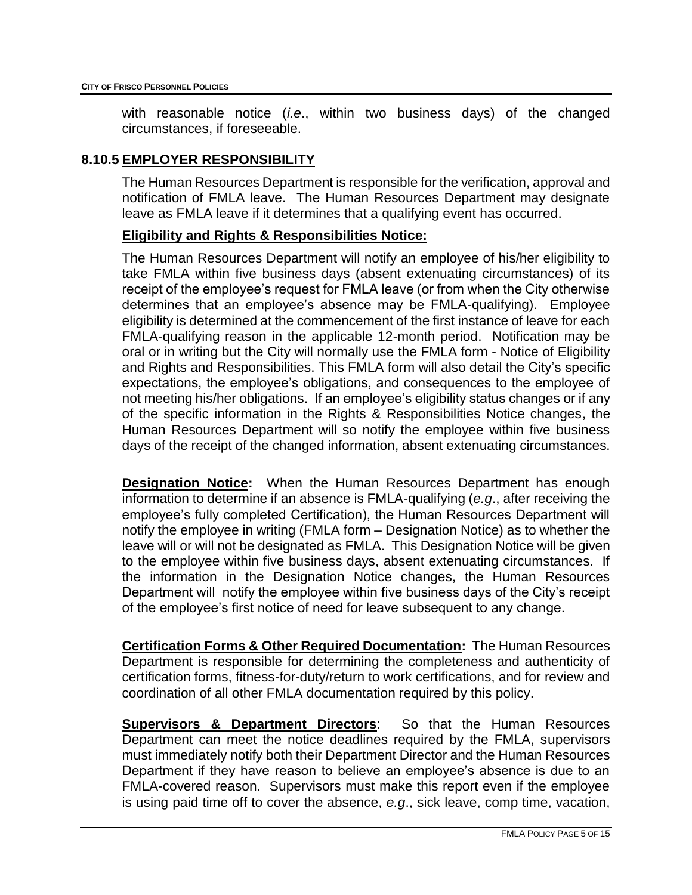with reasonable notice (*i.e*., within two business days) of the changed circumstances, if foreseeable.

## 8.10.5 EMPLOYER RESPONSIBILITY

The Human Resources Department is responsible for the verification, approval and notification of FMLA leave. The Human Resources Department may designate leave as FMLA leave if it determines that a qualifying event has occurred.

**Eligibility and Rights & Responsibilities Notice:**

The Human Resources Department will notify an employee of his/her eligibility to take FMLA within five business days (absent extenuating circumstances) of its receipt of the employee's request for FMLA leave (or from when the City otherwise determines that an employee's absence may be FMLA-qualifying). Employee eligibility is determined at the commencement of the first instance of leave for each FMLA-qualifying reason in the applicable 12-month period. Notification may be oral or in writing but the City will normally use the FMLA form - Notice of Eligibility and Rights and Responsibilities. This FMLA form will also detail the City's specific expectations, the employee's obligations, and consequences to the employee of not meeting his/her obligations. If an employee's eligibility status changes or if any of the specific information in the Rights & Responsibilities Notice changes, the Human Resources Department will so notify the employee within five business days of the receipt of the changed information, absent extenuating circumstances.

**Designation Notice:** When the Human Resources Department has enough information to determine if an absence is FMLA-qualifying (*e.g*., after receiving the employee's fully completed Certification), the Human Resources Department will notify the employee in writing (FMLA form – Designation Notice) as to whether the leave will or will not be designated as FMLA. This Designation Notice will be given to the employee within five business days, absent extenuating circumstances. If the information in the Designation Notice changes, the Human Resources Department will notify the employee within five business days of the City's receipt of the employee's first notice of need for leave subsequent to any change.

**Certification Forms & Other Required Documentation:** The Human Resources Department is responsible for determining the completeness and authenticity of certification forms, fitness-for-duty/return to work certifications, and for review and coordination of all other FMLA documentation required by this policy.

**Supervisors & Department Directors**: So that the Human Resources Department can meet the notice deadlines required by the FMLA, supervisors must immediately notify both their Department Director and the Human Resources Department if they have reason to believe an employee's absence is due to an FMLA-covered reason. Supervisors must make this report even if the employee is using paid time off to cover the absence, *e.g*., sick leave, comp time, vacation,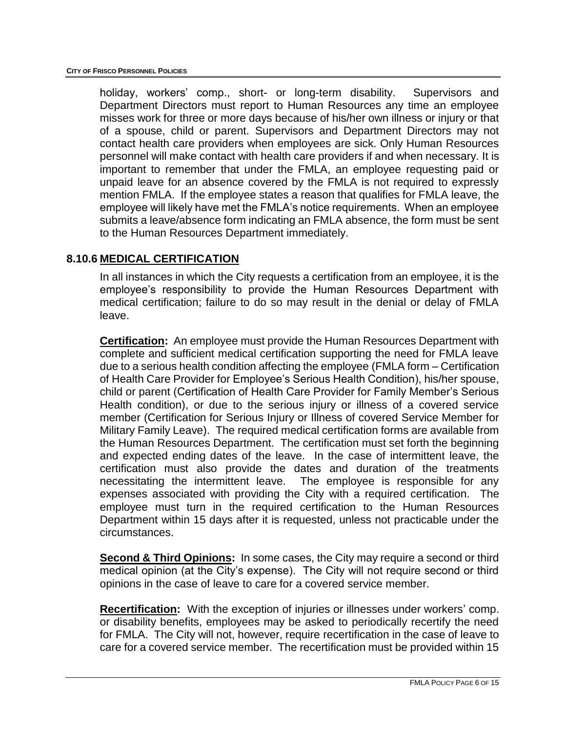holiday, workers' comp., short- or long-term disability. Supervisors and Department Directors must report to Human Resources any time an employee misses work for three or more days because of his/her own illness or injury or that of a spouse, child or parent. Supervisors and Department Directors may not contact health care providers when employees are sick. Only Human Resources personnel will make contact with health care providers if and when necessary. It is important to remember that under the FMLA, an employee requesting paid or unpaid leave for an absence covered by the FMLA is not required to expressly mention FMLA. If the employee states a reason that qualifies for FMLA leave, the employee will likely have met the FMLA's notice requirements. When an employee submits a leave/absence form indicating an FMLA absence, the form must be sent to the Human Resources Department immediately.

## 8.10.6 MEDICAL CERTIFICATION

In all instances in which the City requests a certification from an employee, it is the employee's responsibility to provide the Human Resources Department with medical certification; failure to do so may result in the denial or delay of FMLA leave.

**Certification:** An employee must provide the Human Resources Department with complete and sufficient medical certification supporting the need for FMLA leave due to a serious health condition affecting the employee (FMLA form – Certification of Health Care Provider for Employee's Serious Health Condition), his/her spouse, child or parent (Certification of Health Care Provider for Family Member's Serious Health condition), or due to the serious injury or illness of a covered service member (Certification for Serious Injury or Illness of covered Service Member for Military Family Leave). The required medical certification forms are available from the Human Resources Department. The certification must set forth the beginning and expected ending dates of the leave. In the case of intermittent leave, the certification must also provide the dates and duration of the treatments necessitating the intermittent leave. The employee is responsible for any expenses associated with providing the City with a required certification. The employee must turn in the required certification to the Human Resources Department within 15 days after it is requested, unless not practicable under the circumstances.

**Second & Third Opinions:** In some cases, the City may require a second or third medical opinion (at the City's expense). The City will not require second or third opinions in the case of leave to care for a covered service member.

**Recertification:** With the exception of injuries or illnesses under workers' comp. or disability benefits, employees may be asked to periodically recertify the need for FMLA. The City will not, however, require recertification in the case of leave to care for a covered service member. The recertification must be provided within 15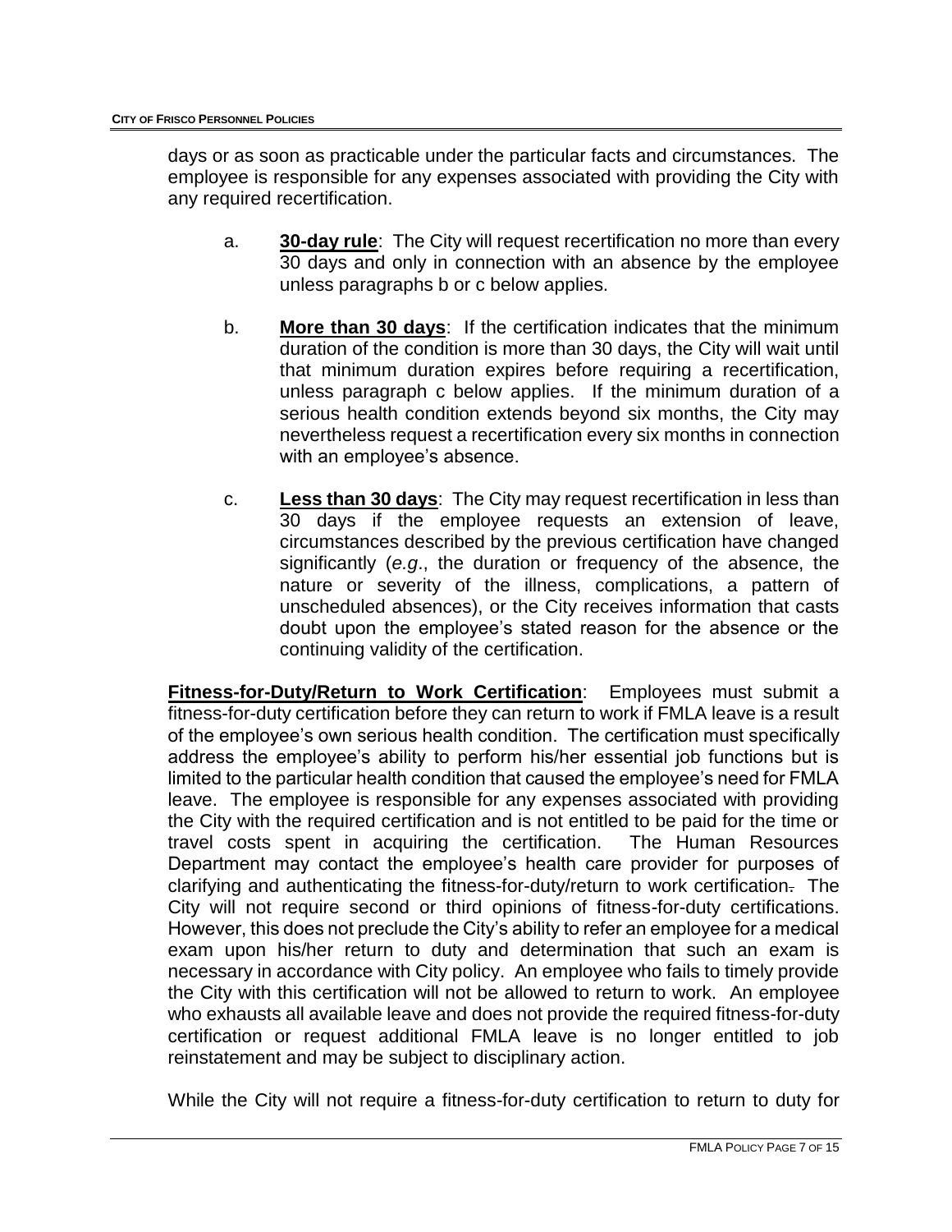days or as soon as practicable under the particular facts and circumstances. The employee is responsible for any expenses associated with providing the City with any required recertification.

a. **30-day rule**: The City will request recertification no more than every 30 days and only in connection with an absence by the employee unless paragraphs b or c below applies.

b. **More than 30 days**: If the certification indicates that the minimum duration of the condition is more than 30 days, the City will wait until that minimum duration expires before requiring a recertification, unless paragraph c below applies. If the minimum duration of a serious health condition extends beyond six months, the City may nevertheless request a recertification every six months in connection with an employee's absence.

c. **Less than 30 days**: The City may request recertification in less than 30 days if the employee requests an extension of leave, circumstances described by the previous certification have changed significantly (*e.g*., the duration or frequency of the absence, the nature or severity of the illness, complications, a pattern of unscheduled absences), or the City receives information that casts doubt upon the employee's stated reason for the absence or the continuing validity of the certification.

**Fitness-for-Duty/Return to Work Certification**: Employees must submit a fitness-for-duty certification before they can return to work if FMLA leave is a result of the employee's own serious health condition. The certification must specifically address the employee's ability to perform his/her essential job functions but is limited to the particular health condition that caused the employee's need for FMLA leave. The employee is responsible for any expenses associated with providing the City with the required certification and is not entitled to be paid for the time or travel costs spent in acquiring the certification. The Human Resources Department may contact the employee's health care provider for purposes of clarifying and authenticating the fitness-for-duty/return to work certification. The City will not require second or third opinions of fitness-for-duty certifications. However, this does not preclude the City's ability to refer an employee for a medical exam upon his/her return to duty and determination that such an exam is necessary in accordance with City policy. An employee who fails to timely provide the City with this certification will not be allowed to return to work. An employee who exhausts all available leave and does not provide the required fitness-for-duty certification or request additional FMLA leave is no longer entitled to job reinstatement and may be subject to disciplinary action.

While the City will not require a fitness-for-duty certification to return to duty for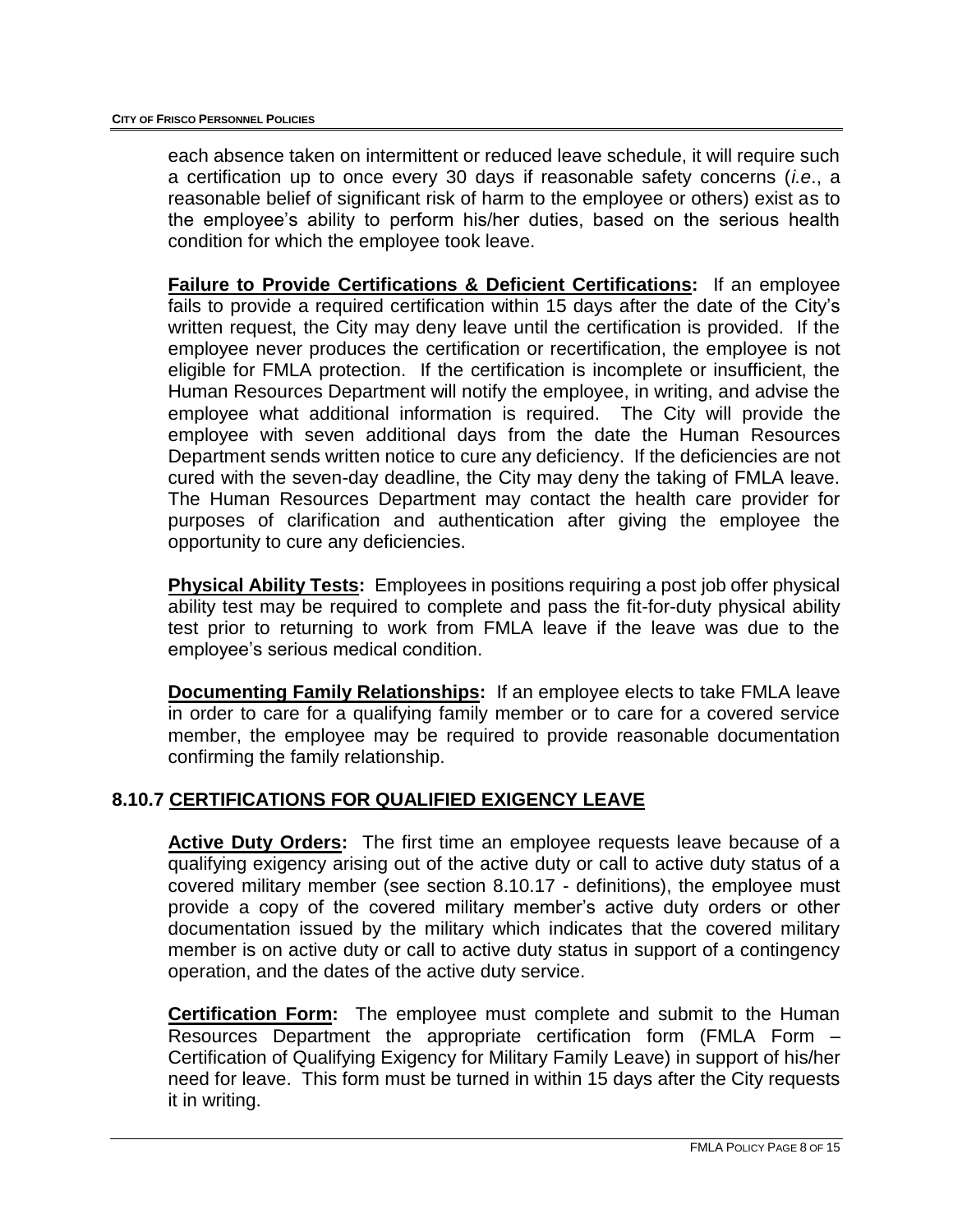each absence taken on intermittent or reduced leave schedule, it will require such a certification up to once every 30 days if reasonable safety concerns (*i.e*., a reasonable belief of significant risk of harm to the employee or others) exist as to the employee's ability to perform his/her duties, based on the serious health condition for which the employee took leave.

**Failure to Provide Certifications & Deficient Certifications:** If an employee fails to provide a required certification within 15 days after the date of the City's written request, the City may deny leave until the certification is provided. If the employee never produces the certification or recertification, the employee is not eligible for FMLA protection. If the certification is incomplete or insufficient, the Human Resources Department will notify the employee, in writing, and advise the employee what additional information is required. The City will provide the employee with seven additional days from the date the Human Resources Department sends written notice to cure any deficiency. If the deficiencies are not cured with the seven-day deadline, the City may deny the taking of FMLA leave. The Human Resources Department may contact the health care provider for purposes of clarification and authentication after giving the employee the opportunity to cure any deficiencies.

**Physical Ability Tests:** Employees in positions requiring a post job offer physical ability test may be required to complete and pass the fit-for-duty physical ability test prior to returning to work from FMLA leave if the leave was due to the employee's serious medical condition.

**Documenting Family Relationships:** If an employee elects to take FMLA leave in order to care for a qualifying family member or to care for a covered service member, the employee may be required to provide reasonable documentation confirming the family relationship.

## 8.10.7 CERTIFICATIONS FOR QUALIFIED EXIGENCY LEAVE

**Active Duty Orders:** The first time an employee requests leave because of a qualifying exigency arising out of the active duty or call to active duty status of a covered military member (see section 8.10.17 - definitions), the employee must provide a copy of the covered military member's active duty orders or other documentation issued by the military which indicates that the covered military member is on active duty or call to active duty status in support of a contingency operation, and the dates of the active duty service.

**Certification Form:** The employee must complete and submit to the Human Resources Department the appropriate certification form (FMLA Form – Certification of Qualifying Exigency for Military Family Leave) in support of his/her need for leave. This form must be turned in within 15 days after the City requests it in writing.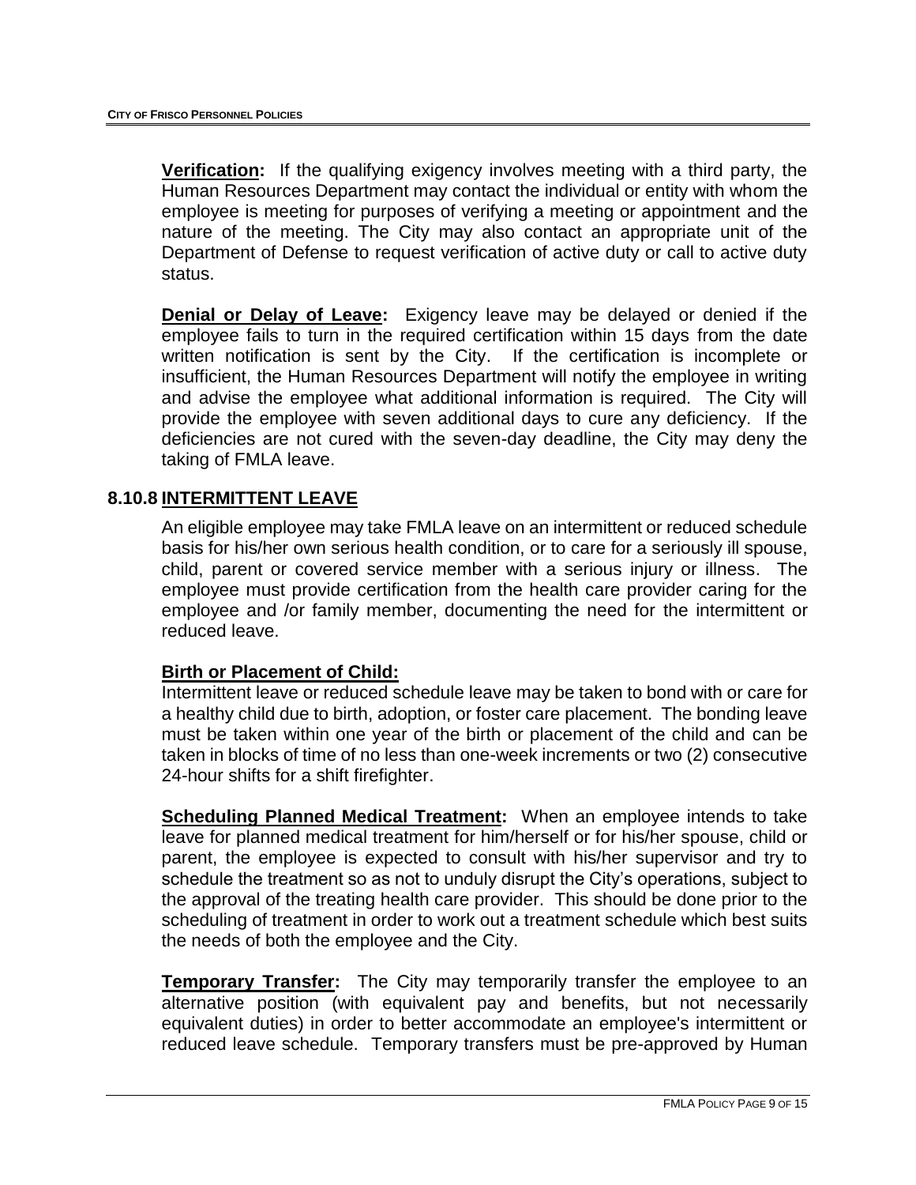**Verification:** If the qualifying exigency involves meeting with a third party, the Human Resources Department may contact the individual or entity with whom the employee is meeting for purposes of verifying a meeting or appointment and the nature of the meeting. The City may also contact an appropriate unit of the Department of Defense to request verification of active duty or call to active duty status.

**Denial or Delay of Leave:** Exigency leave may be delayed or denied if the employee fails to turn in the required certification within 15 days from the date written notification is sent by the City. If the certification is incomplete or insufficient, the Human Resources Department will notify the employee in writing and advise the employee what additional information is required. The City will provide the employee with seven additional days to cure any deficiency. If the deficiencies are not cured with the seven-day deadline, the City may deny the taking of FMLA leave.

## 8.10.8 INTERMITTENT LEAVE

An eligible employee may take FMLA leave on an intermittent or reduced schedule basis for his/her own serious health condition, or to care for a seriously ill spouse, child, parent or covered service member with a serious injury or illness. The employee must provide certification from the health care provider caring for the employee and /or family member, documenting the need for the intermittent or reduced leave.

**Birth or Placement of Child:**
Intermittent leave or reduced schedule leave may be taken to bond with or care for a healthy child due to birth, adoption, or foster care placement. The bonding leave must be taken within one year of the birth or placement of the child and can be taken in blocks of time of no less than one-week increments or two (2) consecutive 24-hour shifts for a shift firefighter.

**Scheduling Planned Medical Treatment:** When an employee intends to take leave for planned medical treatment for him/herself or for his/her spouse, child or parent, the employee is expected to consult with his/her supervisor and try to schedule the treatment so as not to unduly disrupt the City's operations, subject to the approval of the treating health care provider. This should be done prior to the scheduling of treatment in order to work out a treatment schedule which best suits the needs of both the employee and the City.

**Temporary Transfer:** The City may temporarily transfer the employee to an alternative position (with equivalent pay and benefits, but not necessarily equivalent duties) in order to better accommodate an employee's intermittent or reduced leave schedule. Temporary transfers must be pre-approved by Human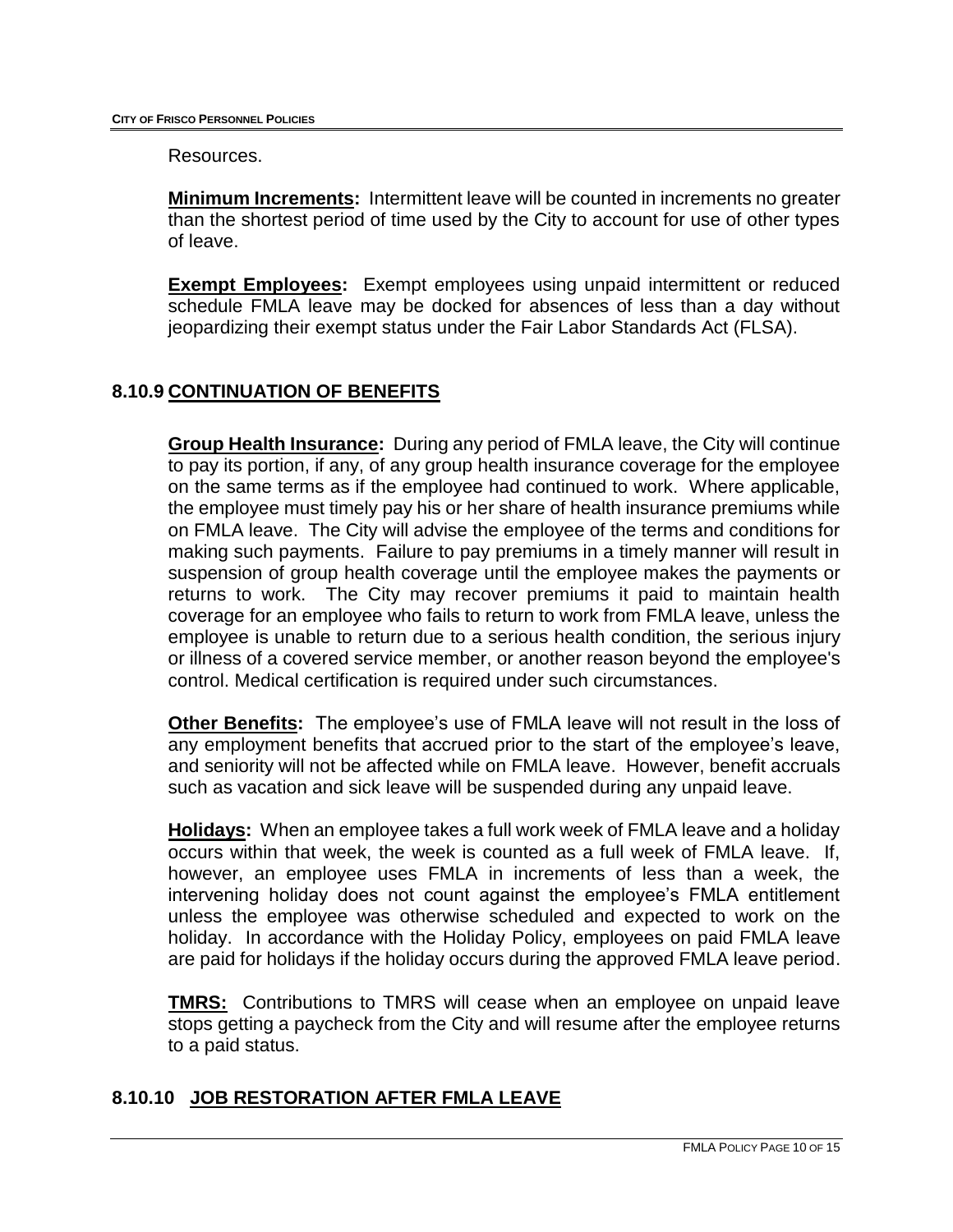Resources.

**Minimum Increments:** Intermittent leave will be counted in increments no greater than the shortest period of time used by the City to account for use of other types of leave.

**Exempt Employees:** Exempt employees using unpaid intermittent or reduced schedule FMLA leave may be docked for absences of less than a day without jeopardizing their exempt status under the Fair Labor Standards Act (FLSA).

## 8.10.9 CONTINUATION OF BENEFITS

**Group Health Insurance:** During any period of FMLA leave, the City will continue to pay its portion, if any, of any group health insurance coverage for the employee on the same terms as if the employee had continued to work. Where applicable, the employee must timely pay his or her share of health insurance premiums while on FMLA leave. The City will advise the employee of the terms and conditions for making such payments. Failure to pay premiums in a timely manner will result in suspension of group health coverage until the employee makes the payments or returns to work. The City may recover premiums it paid to maintain health coverage for an employee who fails to return to work from FMLA leave, unless the employee is unable to return due to a serious health condition, the serious injury or illness of a covered service member, or another reason beyond the employee's control. Medical certification is required under such circumstances.

**Other Benefits:** The employee's use of FMLA leave will not result in the loss of any employment benefits that accrued prior to the start of the employee's leave, and seniority will not be affected while on FMLA leave. However, benefit accruals such as vacation and sick leave will be suspended during any unpaid leave.

**Holidays:** When an employee takes a full work week of FMLA leave and a holiday occurs within that week, the week is counted as a full week of FMLA leave. If, however, an employee uses FMLA in increments of less than a week, the intervening holiday does not count against the employee's FMLA entitlement unless the employee was otherwise scheduled and expected to work on the holiday. In accordance with the Holiday Policy, employees on paid FMLA leave are paid for holidays if the holiday occurs during the approved FMLA leave period.

**TMRS:** Contributions to TMRS will cease when an employee on unpaid leave stops getting a paycheck from the City and will resume after the employee returns to a paid status.

## 8.10.10 JOB RESTORATION AFTER FMLA LEAVE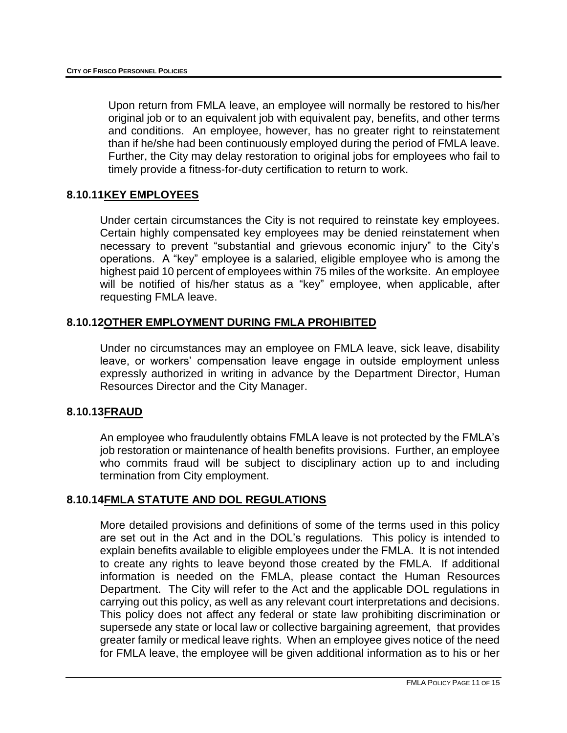Upon return from FMLA leave, an employee will normally be restored to his/her original job or to an equivalent job with equivalent pay, benefits, and other terms and conditions. An employee, however, has no greater right to reinstatement than if he/she had been continuously employed during the period of FMLA leave. Further, the City may delay restoration to original jobs for employees who fail to timely provide a fitness-for-duty certification to return to work.

## 8.10.11 KEY EMPLOYEES

Under certain circumstances the City is not required to reinstate key employees. Certain highly compensated key employees may be denied reinstatement when necessary to prevent "substantial and grievous economic injury" to the City's operations. A "key" employee is a salaried, eligible employee who is among the highest paid 10 percent of employees within 75 miles of the worksite. An employee will be notified of his/her status as a "key" employee, when applicable, after requesting FMLA leave.

## 8.10.12 OTHER EMPLOYMENT DURING FMLA PROHIBITED

Under no circumstances may an employee on FMLA leave, sick leave, disability leave, or workers' compensation leave engage in outside employment unless expressly authorized in writing in advance by the Department Director, Human Resources Director and the City Manager.

## 8.10.13 FRAUD

An employee who fraudulently obtains FMLA leave is not protected by the FMLA's job restoration or maintenance of health benefits provisions. Further, an employee who commits fraud will be subject to disciplinary action up to and including termination from City employment.

## 8.10.14 FMLA STATUTE AND DOL REGULATIONS

More detailed provisions and definitions of some of the terms used in this policy are set out in the Act and in the DOL's regulations. This policy is intended to explain benefits available to eligible employees under the FMLA. It is not intended to create any rights to leave beyond those created by the FMLA. If additional information is needed on the FMLA, please contact the Human Resources Department. The City will refer to the Act and the applicable DOL regulations in carrying out this policy, as well as any relevant court interpretations and decisions. This policy does not affect any federal or state law prohibiting discrimination or supersede any state or local law or collective bargaining agreement, that provides greater family or medical leave rights. When an employee gives notice of the need for FMLA leave, the employee will be given additional information as to his or her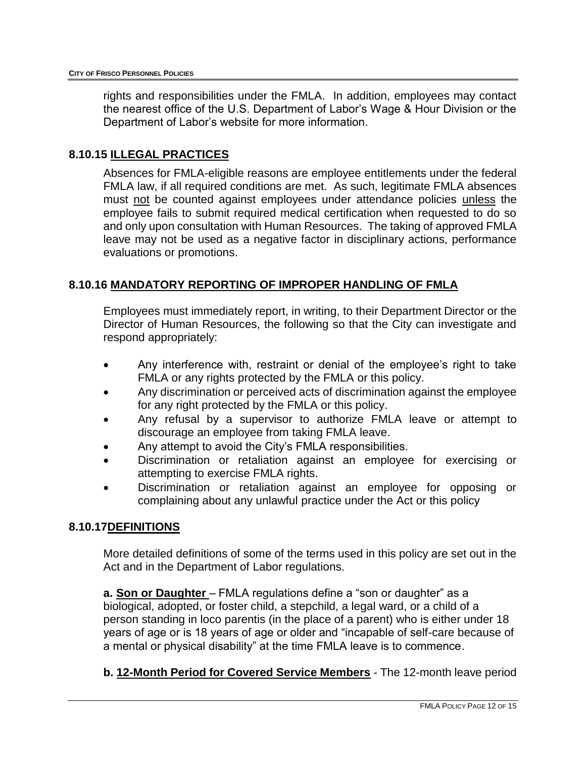rights and responsibilities under the FMLA. In addition, employees may contact the nearest office of the U.S. Department of Labor's Wage & Hour Division or the Department of Labor's website for more information.

### 8.10.15 ILLEGAL PRACTICES

Absences for FMLA-eligible reasons are employee entitlements under the federal FMLA law, if all required conditions are met. As such, legitimate FMLA absences must not be counted against employees under attendance policies unless the employee fails to submit required medical certification when requested to do so and only upon consultation with Human Resources. The taking of approved FMLA leave may not be used as a negative factor in disciplinary actions, performance evaluations or promotions.

### 8.10.16 MANDATORY REPORTING OF IMPROPER HANDLING OF FMLA

Employees must immediately report, in writing, to their Department Director or the Director of Human Resources, the following so that the City can investigate and respond appropriately:

- Any interference with, restraint or denial of the employee's right to take FMLA or any rights protected by the FMLA or this policy.
- Any discrimination or perceived acts of discrimination against the employee for any right protected by the FMLA or this policy.
- Any refusal by a supervisor to authorize FMLA leave or attempt to discourage an employee from taking FMLA leave.
- Any attempt to avoid the City's FMLA responsibilities.
- Discrimination or retaliation against an employee for exercising or attempting to exercise FMLA rights.
- Discrimination or retaliation against an employee for opposing or complaining about any unlawful practice under the Act or this policy

### 8.10.17 DEFINITIONS

More detailed definitions of some of the terms used in this policy are set out in the Act and in the Department of Labor regulations.

**a. Son or Daughter** – FMLA regulations define a "son or daughter" as a biological, adopted, or foster child, a stepchild, a legal ward, or a child of a person standing in loco parentis (in the place of a parent) who is either under 18 years of age or is 18 years of age or older and "incapable of self-care because of a mental or physical disability" at the time FMLA leave is to commence.

**b. 12-Month Period for Covered Service Members** - The 12-month leave period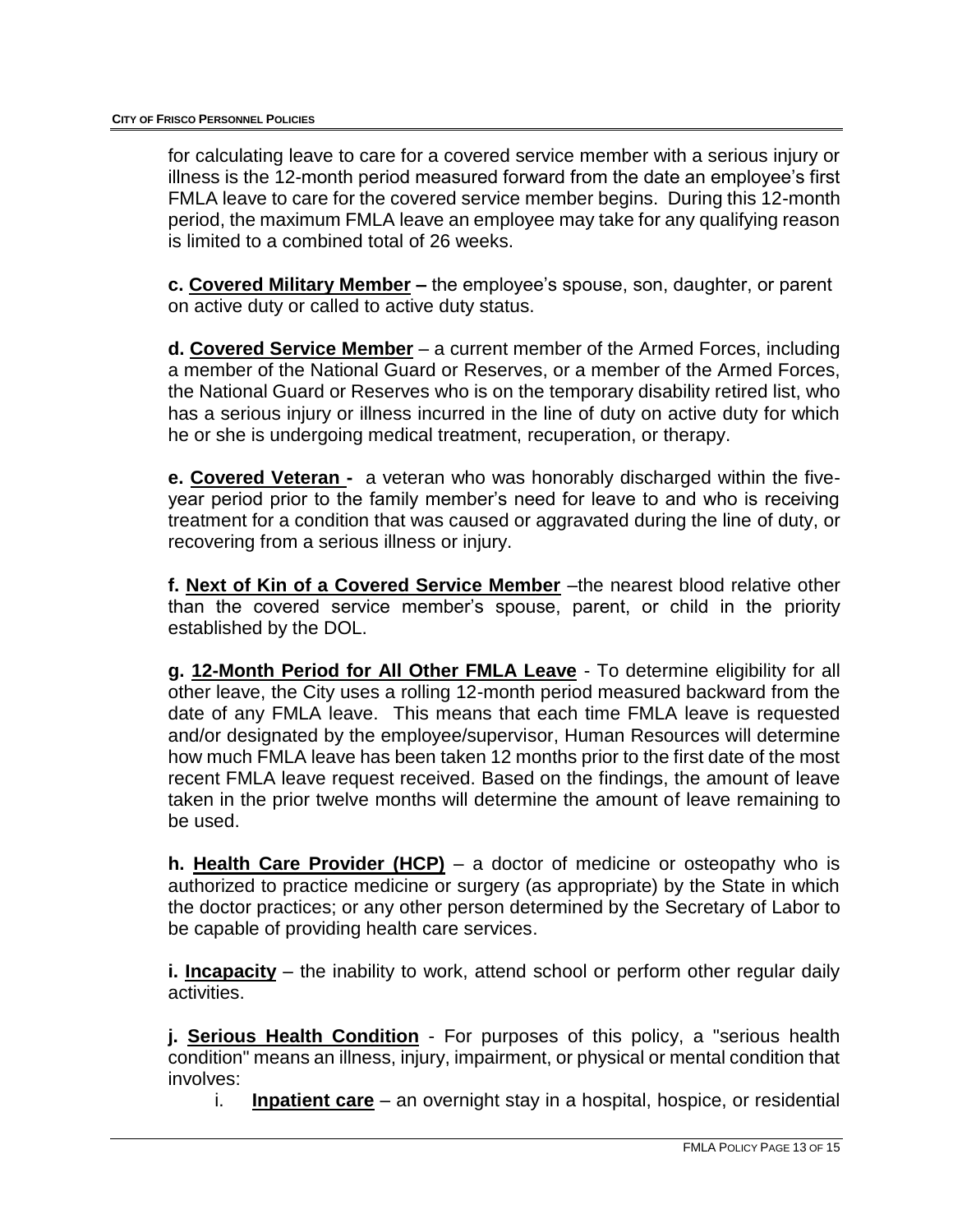for calculating leave to care for a covered service member with a serious injury or illness is the 12-month period measured forward from the date an employee's first FMLA leave to care for the covered service member begins. During this 12-month period, the maximum FMLA leave an employee may take for any qualifying reason is limited to a combined total of 26 weeks.

**c. Covered Military Member –** the employee's spouse, son, daughter, or parent on active duty or called to active duty status.

**d. Covered Service Member** – a current member of the Armed Forces, including a member of the National Guard or Reserves, or a member of the Armed Forces, the National Guard or Reserves who is on the temporary disability retired list, who has a serious injury or illness incurred in the line of duty on active duty for which he or she is undergoing medical treatment, recuperation, or therapy.

**e. Covered Veteran -** a veteran who was honorably discharged within the five-year period prior to the family member's need for leave to and who is receiving treatment for a condition that was caused or aggravated during the line of duty, or recovering from a serious illness or injury.

**f. Next of Kin of a Covered Service Member** –the nearest blood relative other than the covered service member's spouse, parent, or child in the priority established by the DOL.

**g. 12-Month Period for All Other FMLA Leave** - To determine eligibility for all other leave, the City uses a rolling 12-month period measured backward from the date of any FMLA leave. This means that each time FMLA leave is requested and/or designated by the employee/supervisor, Human Resources will determine how much FMLA leave has been taken 12 months prior to the first date of the most recent FMLA leave request received. Based on the findings, the amount of leave taken in the prior twelve months will determine the amount of leave remaining to be used.

**h. Health Care Provider (HCP)** – a doctor of medicine or osteopathy who is authorized to practice medicine or surgery (as appropriate) by the State in which the doctor practices; or any other person determined by the Secretary of Labor to be capable of providing health care services.

**i. Incapacity** – the inability to work, attend school or perform other regular daily activities.

**j. Serious Health Condition** - For purposes of this policy, a "serious health condition" means an illness, injury, impairment, or physical or mental condition that involves:

i. **Inpatient care** – an overnight stay in a hospital, hospice, or residential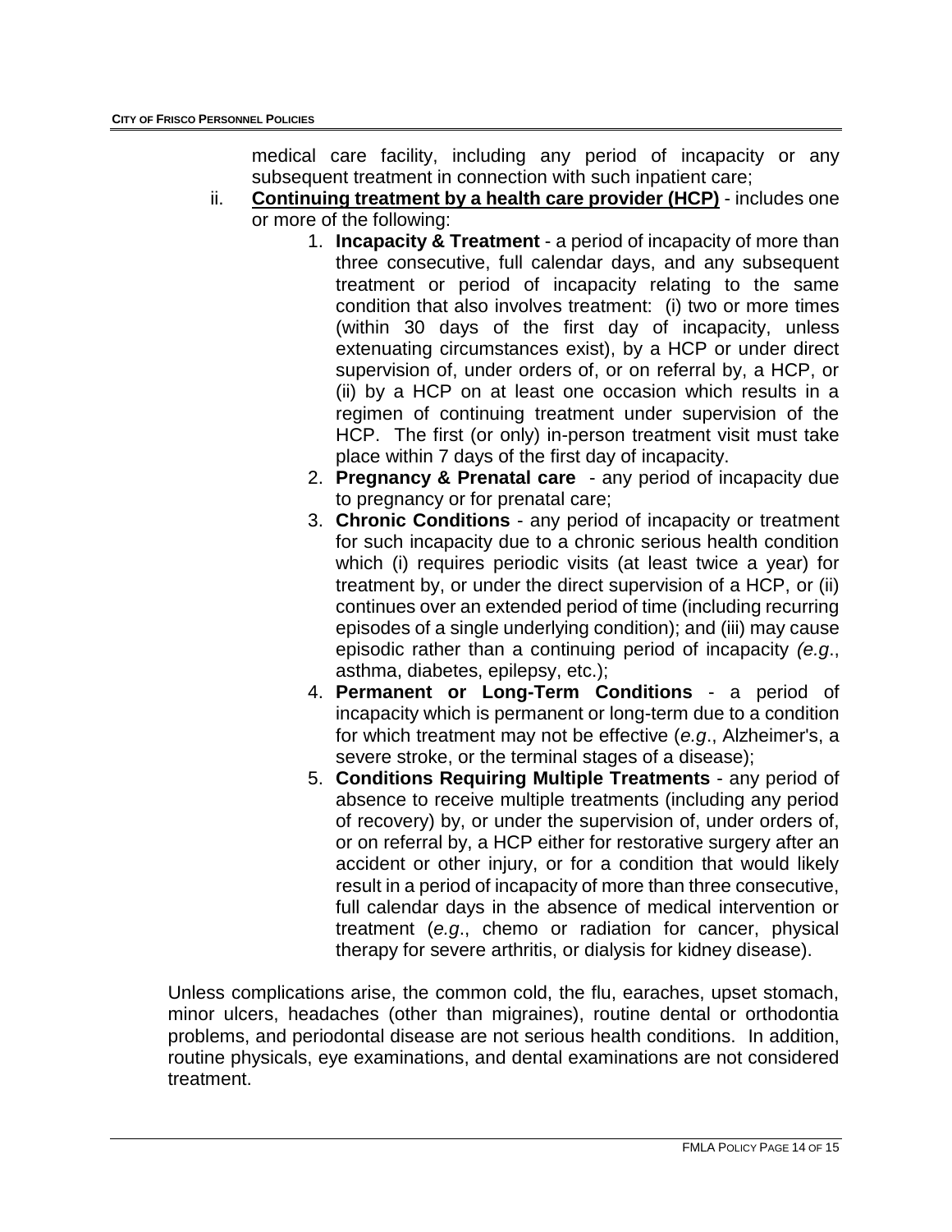medical care facility, including any period of incapacity or any subsequent treatment in connection with such inpatient care;

ii. **Continuing treatment by a health care provider (HCP)** - includes one or more of the following:

1. **Incapacity & Treatment** - a period of incapacity of more than three consecutive, full calendar days, and any subsequent treatment or period of incapacity relating to the same condition that also involves treatment: (i) two or more times (within 30 days of the first day of incapacity, unless extenuating circumstances exist), by a HCP or under direct supervision of, under orders of, or on referral by, a HCP, or (ii) by a HCP on at least one occasion which results in a regimen of continuing treatment under supervision of the HCP. The first (or only) in-person treatment visit must take place within 7 days of the first day of incapacity.
2. **Pregnancy & Prenatal care** - any period of incapacity due to pregnancy or for prenatal care;
3. **Chronic Conditions** - any period of incapacity or treatment for such incapacity due to a chronic serious health condition which (i) requires periodic visits (at least twice a year) for treatment by, or under the direct supervision of a HCP, or (ii) continues over an extended period of time (including recurring episodes of a single underlying condition); and (iii) may cause episodic rather than a continuing period of incapacity *(e.g*., asthma, diabetes, epilepsy, etc.);
4. **Permanent or Long-Term Conditions** - a period of incapacity which is permanent or long-term due to a condition for which treatment may not be effective (*e.g*., Alzheimer's, a severe stroke, or the terminal stages of a disease);
5. **Conditions Requiring Multiple Treatments** - any period of absence to receive multiple treatments (including any period of recovery) by, or under the supervision of, under orders of, or on referral by, a HCP either for restorative surgery after an accident or other injury, or for a condition that would likely result in a period of incapacity of more than three consecutive, full calendar days in the absence of medical intervention or treatment (*e.g*., chemo or radiation for cancer, physical therapy for severe arthritis, or dialysis for kidney disease).

Unless complications arise, the common cold, the flu, earaches, upset stomach, minor ulcers, headaches (other than migraines), routine dental or orthodontia problems, and periodontal disease are not serious health conditions. In addition, routine physicals, eye examinations, and dental examinations are not considered treatment.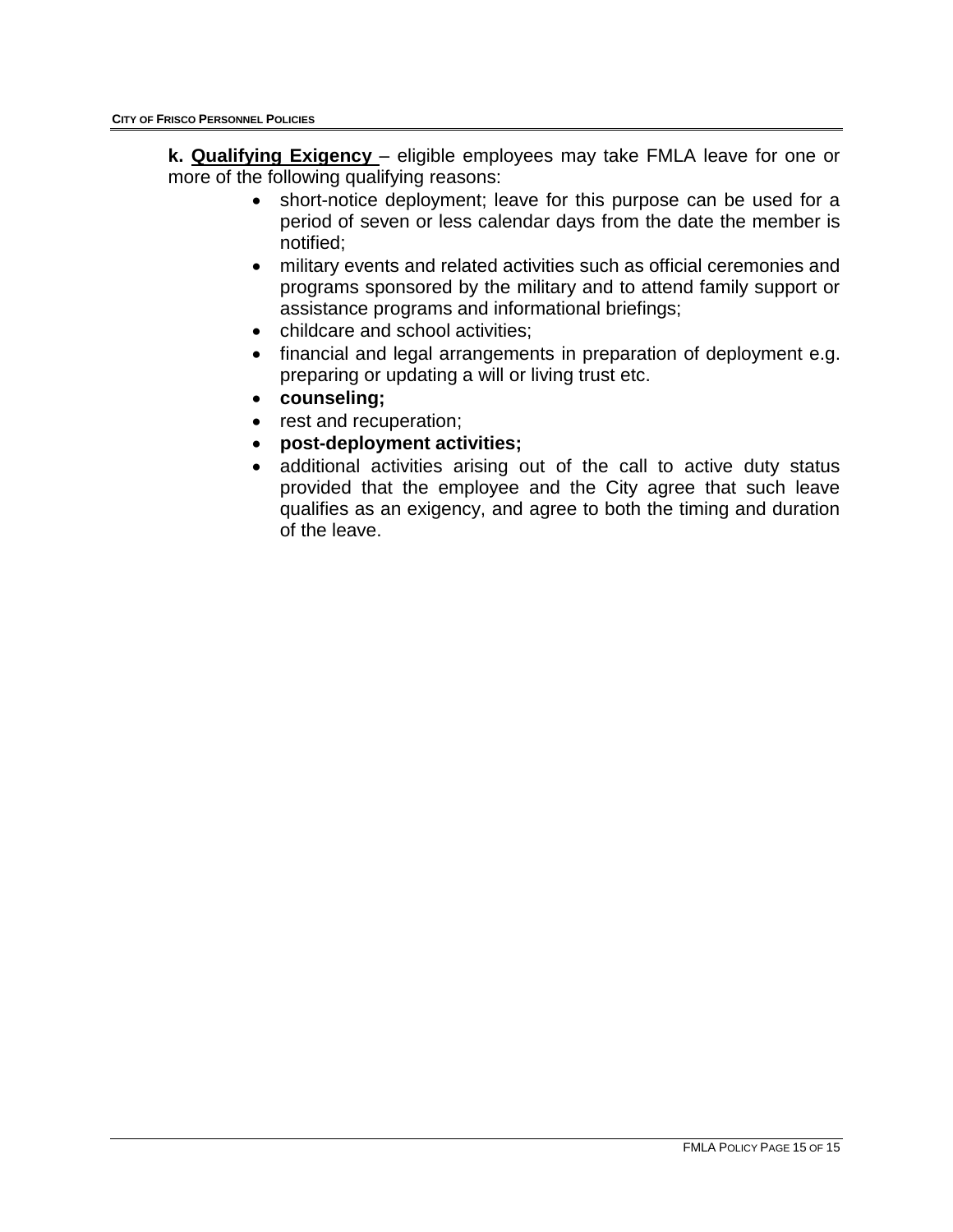**k. <u>Qualifying Exigency</u>** – eligible employees may take FMLA leave for one or more of the following qualifying reasons:

- short-notice deployment; leave for this purpose can be used for a period of seven or less calendar days from the date the member is notified;
- military events and related activities such as official ceremonies and programs sponsored by the military and to attend family support or assistance programs and informational briefings;
- childcare and school activities;
- financial and legal arrangements in preparation of deployment e.g. preparing or updating a will or living trust etc.
- **counseling;**
- rest and recuperation;
- **post-deployment activities;**
- additional activities arising out of the call to active duty status provided that the employee and the City agree that such leave qualifies as an exigency, and agree to both the timing and duration of the leave.